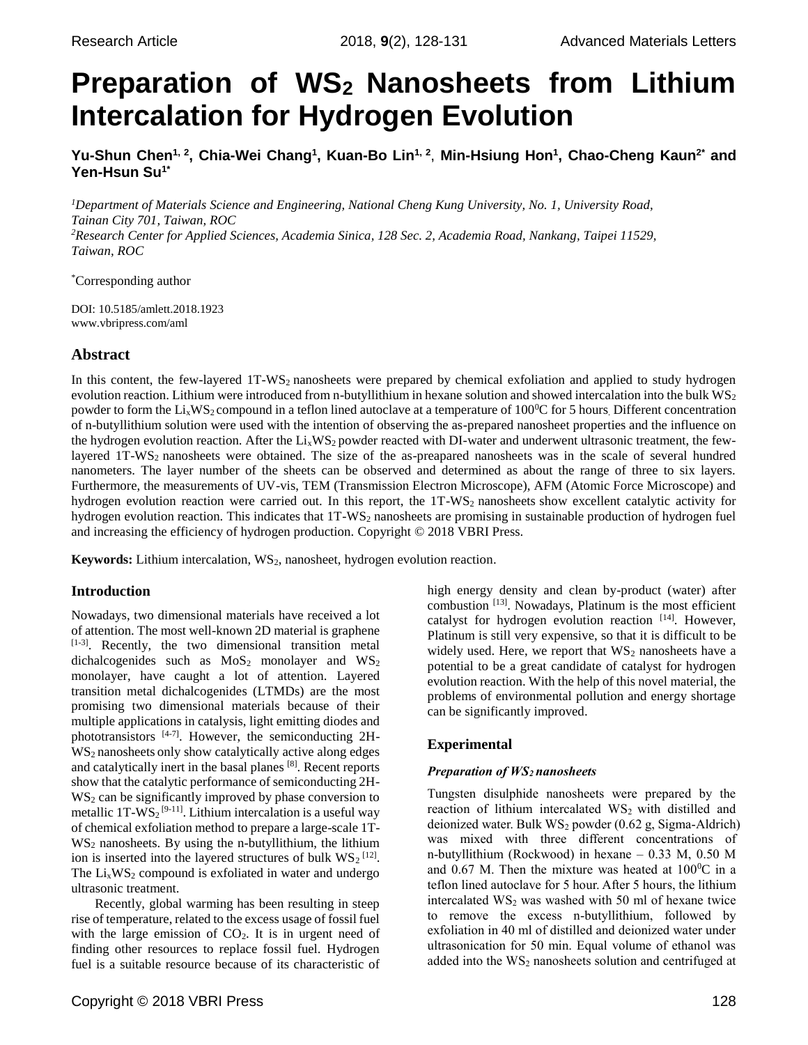# Preparation of $WS_2$ Nanosheets from Lithium Intercalation for Hydrogen Evolution

**Yu-Shun Chen[1, 2], Chia-Wei Chang[1], Kuan-Bo Lin[1, 2], Min-Hsiung Hon[1], Chao-Cheng Kaun[2*] and Yen-Hsun Su[1*]**

*[1]Department of Materials Science and Engineering, National Cheng Kung University, No. 1, University Road, Tainan City 701, Taiwan, ROC*
*[2]Research Center for Applied Sciences, Academia Sinica, 128 Sec. 2, Academia Road, Nankang, Taipei 11529, Taiwan, ROC*

[*]Corresponding author

DOI: 10.5185/amlett.2018.1923
www.vbripress.com/aml

## Abstract

In this content, the few-layered 1T-$WS_2$ nanosheets were prepared by chemical exfoliation and applied to study hydrogen evolution reaction. Lithium were introduced from n-butyllithium in hexane solution and showed intercalation into the bulk $WS_2$ powder to form the $Li_xWS_2$ compound in a teflon lined autoclave at a temperature of $100^0C$ for 5 hours. Different concentration of n-butyllithium solution were used with the intention of observing the as-prepared nanosheet properties and the influence on the hydrogen evolution reaction. After the $Li_xWS_2$ powder reacted with DI-water and underwent ultrasonic treatment, the few-layered 1T-$WS_2$ nanosheets were obtained. The size of the as-preapared nanosheets was in the scale of several hundred nanometers. The layer number of the sheets can be observed and determined as about the range of three to six layers. Furthermore, the measurements of UV-vis, TEM (Transmission Electron Microscope), AFM (Atomic Force Microscope) and hydrogen evolution reaction were carried out. In this report, the 1T-$WS_2$ nanosheets show excellent catalytic activity for hydrogen evolution reaction. This indicates that 1T-$WS_2$ nanosheets are promising in sustainable production of hydrogen fuel and increasing the efficiency of hydrogen production. Copyright © 2018 VBRI Press.

**Keywords:** Lithium intercalation, $WS_2$, nanosheet, hydrogen evolution reaction.

## Introduction

Nowadays, two dimensional materials have received a lot of attention. The most well-known 2D material is graphene [1-3]. Recently, the two dimensional transition metal dichalcogenides such as $MoS_2$ monolayer and $WS_2$ monolayer, have caught a lot of attention. Layered transition metal dichalcogenides (LTMDs) are the most promising two dimensional materials because of their multiple applications in catalysis, light emitting diodes and phototransistors [4-7]. However, the semiconducting 2H-$WS_2$ nanosheets only show catalytically active along edges and catalytically inert in the basal planes [8]. Recent reports show that the catalytic performance of semiconducting 2H-$WS_2$ can be significantly improved by phase conversion to metallic 1T-$WS_2$ [9-11]. Lithium intercalation is a useful way of chemical exfoliation method to prepare a large-scale 1T-$WS_2$ nanosheets. By using the n-butyllithium, the lithium ion is inserted into the layered structures of bulk $WS_2$ [12]. The $Li_xWS_2$ compound is exfoliated in water and undergo ultrasonic treatment.

Recently, global warming has been resulting in steep rise of temperature, related to the excess usage of fossil fuel with the large emission of $CO_2$. It is in urgent need of finding other resources to replace fossil fuel. Hydrogen fuel is a suitable resource because of its characteristic of high energy density and clean by-product (water) after combustion [13]. Nowadays, Platinum is the most efficient catalyst for hydrogen evolution reaction [14]. However, Platinum is still very expensive, so that it is difficult to be widely used. Here, we report that $WS_2$ nanosheets have a potential to be a great candidate of catalyst for hydrogen evolution reaction. With the help of this novel material, the problems of environmental pollution and energy shortage can be significantly improved.

## Experimental

### *Preparation of $WS_2$ nanosheets*

Tungsten disulphide nanosheets were prepared by the reaction of lithium intercalated $WS_2$ with distilled and deionized water. Bulk $WS_2$ powder (0.62 g, Sigma-Aldrich) was mixed with three different concentrations of n-butyllithium (Rockwood) in hexane – 0.33 M, 0.50 M and 0.67 M. Then the mixture was heated at $100^0C$ in a teflon lined autoclave for 5 hour. After 5 hours, the lithium intercalated $WS_2$ was washed with 50 ml of hexane twice to remove the excess n-butyllithium, followed by exfoliation in 40 ml of distilled and deionized water under ultrasonication for 50 min. Equal volume of ethanol was added into the $WS_2$ nanosheets solution and centrifuged at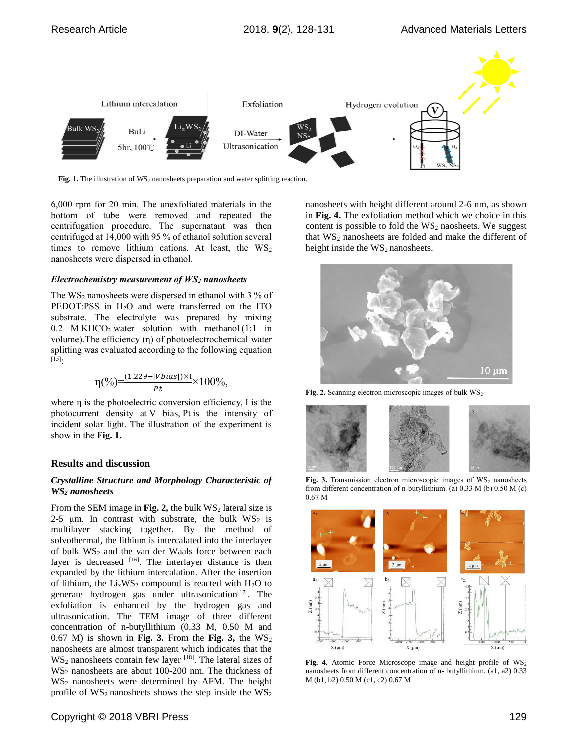**Fig. 1.** The illustration of $WS_2$ nanosheets preparation and water splitting reaction.

6,000 rpm for 20 min. The unexfoliated materials in the bottom of tube were removed and repeated the centrifugation procedure. The supernatant was then centrifuged at 14,000 with 95 % of ethanol solution several times to remove lithium cations. At least, the $WS_2$ nanosheets were dispersed in ethanol.

### *Electrochemistry measurement of $WS_2$ nanosheets*

The $WS_2$ nanosheets were dispersed in ethanol with 3 % of PEDOT:PSS in $H_2O$ and were transferred on the ITO substrate. The electrolyte was prepared by mixing 0.2 M $KHCO_3$ water solution with methanol (1:1 in volume).The efficiency (η) of photoelectrochemical water splitting was evaluated according to the following equation [15]:

$$\eta(\%)=\frac{(1.229-|Vbias|)\times I}{Pt}\times 100\%,$$

where η is the photoelectric conversion efficiency, I is the photocurrent density at V bias, Pt is the intensity of incident solar light. The illustration of the experiment is show in the **Fig. 1.**

## Results and discussion

### *Crystalline Structure and Morphology Characteristic of $WS_2$ nanosheets*

From the SEM image in **Fig. 2,** the bulk $WS_2$ lateral size is 2-5 µm. In contrast with substrate, the bulk $WS_2$ is multilayer stacking together. By the method of solvothermal, the lithium is intercalated into the interlayer of bulk $WS_2$ and the van der Waals force between each layer is decreased [16]. The interlayer distance is then expanded by the lithium intercalation. After the insertion of lithium, the $Li_xWS_2$ compound is reacted with $H_2O$ to generate hydrogen gas under ultrasonication[17]. The exfoliation is enhanced by the hydrogen gas and ultrasonication. The TEM image of three different concentration of n-butyllithium (0.33 M, 0.50 M and 0.67 M) is shown in **Fig. 3.** From the **Fig. 3,** the $WS_2$ nanosheets are almost transparent which indicates that the $WS_2$ nanosheets contain few layer [18]. The lateral sizes of $WS_2$ nanosheets are about 100-200 nm. The thickness of $WS_2$ nanosheets were determined by AFM. The height profile of $WS_2$ nanosheets shows the step inside the $WS_2$ nanosheets with height different around 2-6 nm, as shown in **Fig. 4.** The exfoliation method which we choice in this content is possible to fold the $WS_2$ naosheets. We suggest that $WS_2$ nanosheets are folded and make the different of height inside the $WS_2$ nanosheets.

**Fig. 2.** Scanning electron microscopic images of bulk $WS_2$

**Fig. 3.** Transmission electron microscopic images of $WS_2$ nanosheets from different concentration of n-butyllithium. (a) 0.33 M (b) 0.50 M (c) 0.67 M

**Fig. 4.** Atomic Force Microscope image and height profile of $WS_2$ nanosheets from different concentration of n- butyllithium. (a1, a2) 0.33 M (b1, b2) 0.50 M (c1, c2) 0.67 M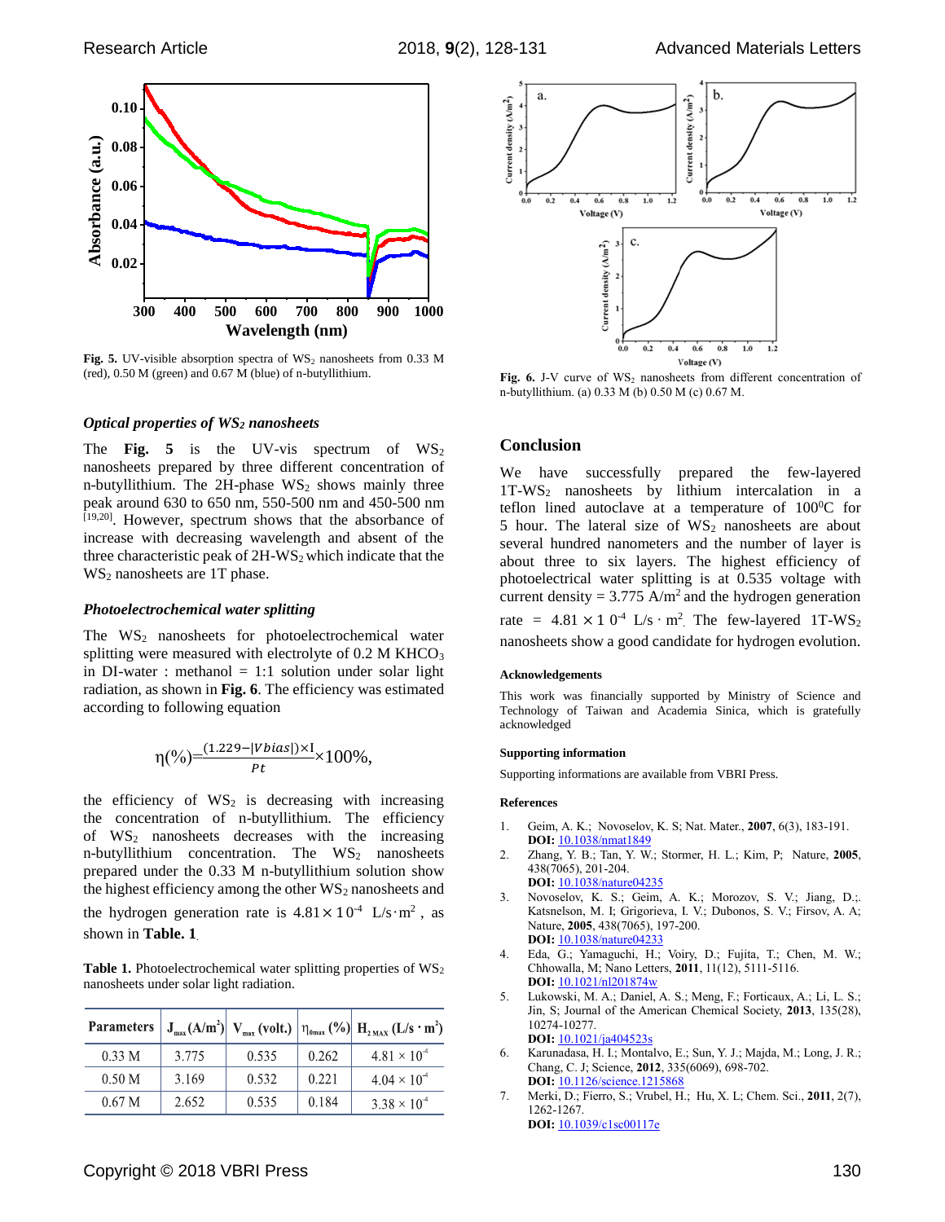Fig. 5. UV-visible absorption spectra of $WS_2$ nanosheets from 0.33 M (red), 0.50 M (green) and 0.67 M (blue) of n-butyllithium.

### *Optical properties of $WS_2$ nanosheets*

The **Fig. 5** is the UV-vis spectrum of $WS_2$ nanosheets prepared by three different concentration of n-butyllithium. The 2H-phase $WS_2$ shows mainly three peak around 630 to 650 nm, 550-500 nm and 450-500 nm [19,20]. However, spectrum shows that the absorbance of increase with decreasing wavelength and absent of the three characteristic peak of 2H-$WS_2$ which indicate that the $WS_2$ nanosheets are 1T phase.

### *Photoelectrochemical water splitting*

The $WS_2$ nanosheets for photoelectrochemical water splitting were measured with electrolyte of 0.2 M $KHCO_3$ in DI-water : methanol = 1:1 solution under solar light radiation, as shown in **Fig. 6**. The efficiency was estimated according to following equation

$$\eta(\%)=\frac{(1.229-|Vbias|)\times I}{Pt}\times 100\%,$$

the efficiency of $WS_2$ is decreasing with increasing the concentration of n-butyllithium. The efficiency of $WS_2$ nanosheets decreases with the increasing n-butyllithium concentration. The $WS_2$ nanosheets prepared under the 0.33 M n-butyllithium solution show the highest efficiency among the other $WS_2$ nanosheets and the hydrogen generation rate is $4.81\times 10^{-4}$ $L/s\cdot m^2$, as shown in **Table. 1**.

**Table 1.** Photoelectrochemical water splitting properties of $WS_2$ nanosheets under solar light radiation.

| Parameters | $J_{max}$ $(A/m^2)$ | $V_{max}$ (volt.) | $\eta_{0max}$ (%) | $H_{2\,MAX}$ $(L/s\cdot m^2)$ |
|---|---|---|---|---|
| 0.33 M | 3.775 | 0.535 | 0.262 | $4.81\times 10^{-4}$ |
| 0.50 M | 3.169 | 0.532 | 0.221 | $4.04\times 10^{-4}$ |
| 0.67 M | 2.652 | 0.535 | 0.184 | $3.38\times 10^{-4}$ |

Fig. 6. J-V curve of $WS_2$ nanosheets from different concentration of n-butyllithium. (a) 0.33 M (b) 0.50 M (c) 0.67 M.

## Conclusion

We have successfully prepared the few-layered 1T-$WS_2$ nanosheets by lithium intercalation in a teflon lined autoclave at a temperature of $100^0C$ for 5 hour. The lateral size of $WS_2$ nanosheets are about several hundred nanometers and the number of layer is about three to six layers. The highest efficiency of photoelectrical water splitting is at 0.535 voltage with current density = 3.775 $A/m^2$ and the hydrogen generation rate = $4.81\times 10^{-4}$ $L/s\cdot m^2$. The few-layered 1T-$WS_2$ nanosheets show a good candidate for hydrogen evolution.

#### Acknowledgements

This work was financially supported by Ministry of Science and Technology of Taiwan and Academia Sinica, which is gratefully acknowledged

#### Supporting information

Supporting informations are available from VBRI Press.

#### References

1. Geim, A. K.; Novoselov, K. S; Nat. Mater., **2007**, 6(3), 183-191. **DOI:** 10.1038/nmat1849
2. Zhang, Y. B.; Tan, Y. W.; Stormer, H. L.; Kim, P; Nature, **2005**, 438(7065), 201-204. **DOI:** 10.1038/nature04235
3. Novoselov, K. S.; Geim, A. K.; Morozov, S. V.; Jiang, D.;. Katsnelson, M. I; Grigorieva, I. V.; Dubonos, S. V.; Firsov, A. A; Nature, **2005**, 438(7065), 197-200. **DOI:** 10.1038/nature04233
4. Eda, G.; Yamaguchi, H.; Voiry, D.; Fujita, T.; Chen, M. W.; Chhowalla, M; Nano Letters, **2011**, 11(12), 5111-5116. **DOI:** 10.1021/nl201874w
5. Lukowski, M. A.; Daniel, A. S.; Meng, F.; Forticaux, A.; Li, L. S.; Jin, S; Journal of the American Chemical Society, **2013**, 135(28), 10274-10277. **DOI:** 10.1021/ja404523s
6. Karunadasa, H. I.; Montalvo, E.; Sun, Y. J.; Majda, M.; Long, J. R.; Chang, C. J; Science, **2012**, 335(6069), 698-702. **DOI:** 10.1126/science.1215868
7. Merki, D.; Fierro, S.; Vrubel, H.; Hu, X. L; Chem. Sci., **2011**, 2(7), 1262-1267. **DOI:** 10.1039/c1sc00117e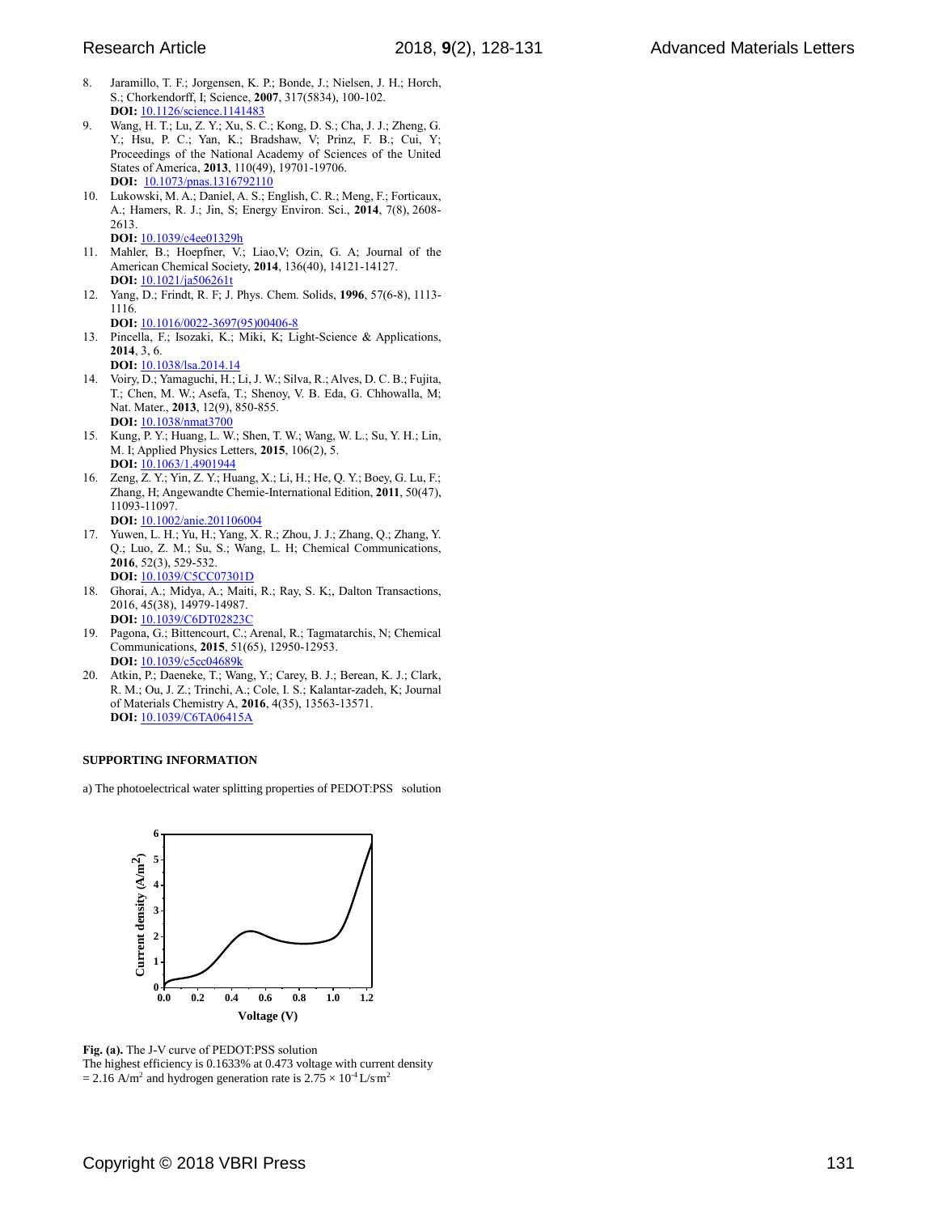8. Jaramillo, T. F.; Jorgensen, K. P.; Bonde, J.; Nielsen, J. H.; Horch, S.; Chorkendorff, I; Science, **2007**, 317(5834), 100-102. **DOI:** 10.1126/science.1141483
9. Wang, H. T.; Lu, Z. Y.; Xu, S. C.; Kong, D. S.; Cha, J. J.; Zheng, G. Y.; Hsu, P. C.; Yan, K.; Bradshaw, V; Prinz, F. B.; Cui, Y; Proceedings of the National Academy of Sciences of the United States of America, **2013**, 110(49), 19701-19706. **DOI:** 10.1073/pnas.1316792110
10. Lukowski, M. A.; Daniel, A. S.; English, C. R.; Meng, F.; Forticaux, A.; Hamers, R. J.; Jin, S; Energy Environ. Sci., **2014**, 7(8), 2608-2613. **DOI:** 10.1039/c4ee01329h
11. Mahler, B.; Hoepfner, V.; Liao,V; Ozin, G. A; Journal of the American Chemical Society, **2014**, 136(40), 14121-14127. **DOI:** 10.1021/ja506261t
12. Yang, D.; Frindt, R. F; J. Phys. Chem. Solids, **1996**, 57(6-8), 1113-1116. **DOI:** 10.1016/0022-3697(95)00406-8
13. Pincella, F.; Isozaki, K.; Miki, K; Light-Science & Applications, **2014**, 3, 6. **DOI:** 10.1038/lsa.2014.14
14. Voiry, D.; Yamaguchi, H.; Li, J. W.; Silva, R.; Alves, D. C. B.; Fujita, T.; Chen, M. W.; Asefa, T.; Shenoy, V. B. Eda, G. Chhowalla, M; Nat. Mater., **2013**, 12(9), 850-855. **DOI:** 10.1038/nmat3700
15. Kung, P. Y.; Huang, L. W.; Shen, T. W.; Wang, W. L.; Su, Y. H.; Lin, M. I; Applied Physics Letters, **2015**, 106(2), 5. **DOI:** 10.1063/1.4901944
16. Zeng, Z. Y.; Yin, Z. Y.; Huang, X.; Li, H.; He, Q. Y.; Boey, G. Lu, F.; Zhang, H; Angewandte Chemie-International Edition, **2011**, 50(47), 11093-11097. **DOI:** 10.1002/anie.201106004
17. Yuwen, L. H.; Yu, H.; Yang, X. R.; Zhou, J. J.; Zhang, Q.; Zhang, Y. Q.; Luo, Z. M.; Su, S.; Wang, L. H; Chemical Communications, **2016**, 52(3), 529-532. **DOI:** 10.1039/C5CC07301D
18. Ghorai, A.; Midya, A.; Maiti, R.; Ray, S. K;, Dalton Transactions, 2016, 45(38), 14979-14987. **DOI:** 10.1039/C6DT02823C
19. Pagona, G.; Bittencourt, C.; Arenal, R.; Tagmatarchis, N; Chemical Communications, **2015**, 51(65), 12950-12953. **DOI:** 10.1039/c5cc04689k
20. Atkin, P.; Daeneke, T.; Wang, Y.; Carey, B. J.; Berean, K. J.; Clark, R. M.; Ou, J. Z.; Trinchi, A.; Cole, I. S.; Kalantar-zadeh, K; Journal of Materials Chemistry A, **2016**, 4(35), 13563-13571. **DOI:** 10.1039/C6TA06415A

## SUPPORTING INFORMATION

a) The photoelectrical water splitting properties of PEDOT:PSS solution

Current density ($A/m^2$)
0 1 2 3 4 5 6
Voltage (V)
0.0 0.2 0.4 0.6 0.8 1.0 1.2

**Fig. (a).** The J-V curve of PEDOT:PSS solution
The highest efficiency is 0.1633% at 0.473 voltage with current density = 2.16 $A/m^2$ and hydrogen generation rate is $2.75 \times 10^{-4}$ $L/s\,m^2$